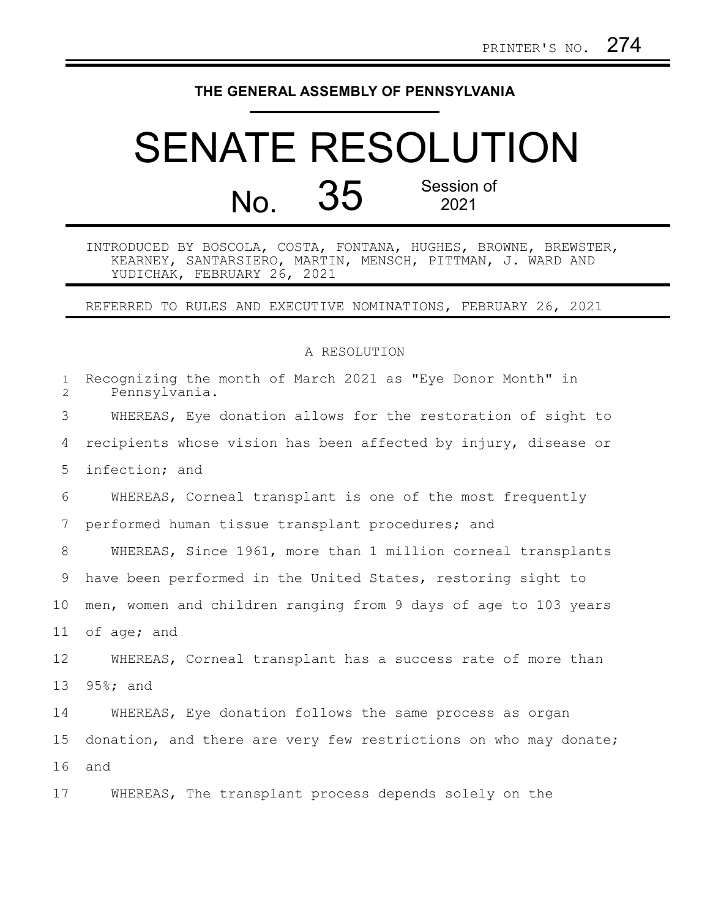PRINTER'S NO. 274

# THE GENERAL ASSEMBLY OF PENNSYLVANIA

# SENATE RESOLUTION

## No. 35 Session of 2021

INTRODUCED BY BOSCOLA, COSTA, FONTANA, HUGHES, BROWNE, BREWSTER, KEARNEY, SANTARSIERO, MARTIN, MENSCH, PITTMAN, J. WARD AND YUDICHAK, FEBRUARY 26, 2021

REFERRED TO RULES AND EXECUTIVE NOMINATIONS, FEBRUARY 26, 2021

A RESOLUTION

Recognizing the month of March 2021 as "Eye Donor Month" in Pennsylvania.

WHEREAS, Eye donation allows for the restoration of sight to recipients whose vision has been affected by injury, disease or infection; and

WHEREAS, Corneal transplant is one of the most frequently performed human tissue transplant procedures; and

WHEREAS, Since 1961, more than 1 million corneal transplants have been performed in the United States, restoring sight to men, women and children ranging from 9 days of age to 103 years of age; and

WHEREAS, Corneal transplant has a success rate of more than 95%; and

WHEREAS, Eye donation follows the same process as organ donation, and there are very few restrictions on who may donate; and

WHEREAS, The transplant process depends solely on the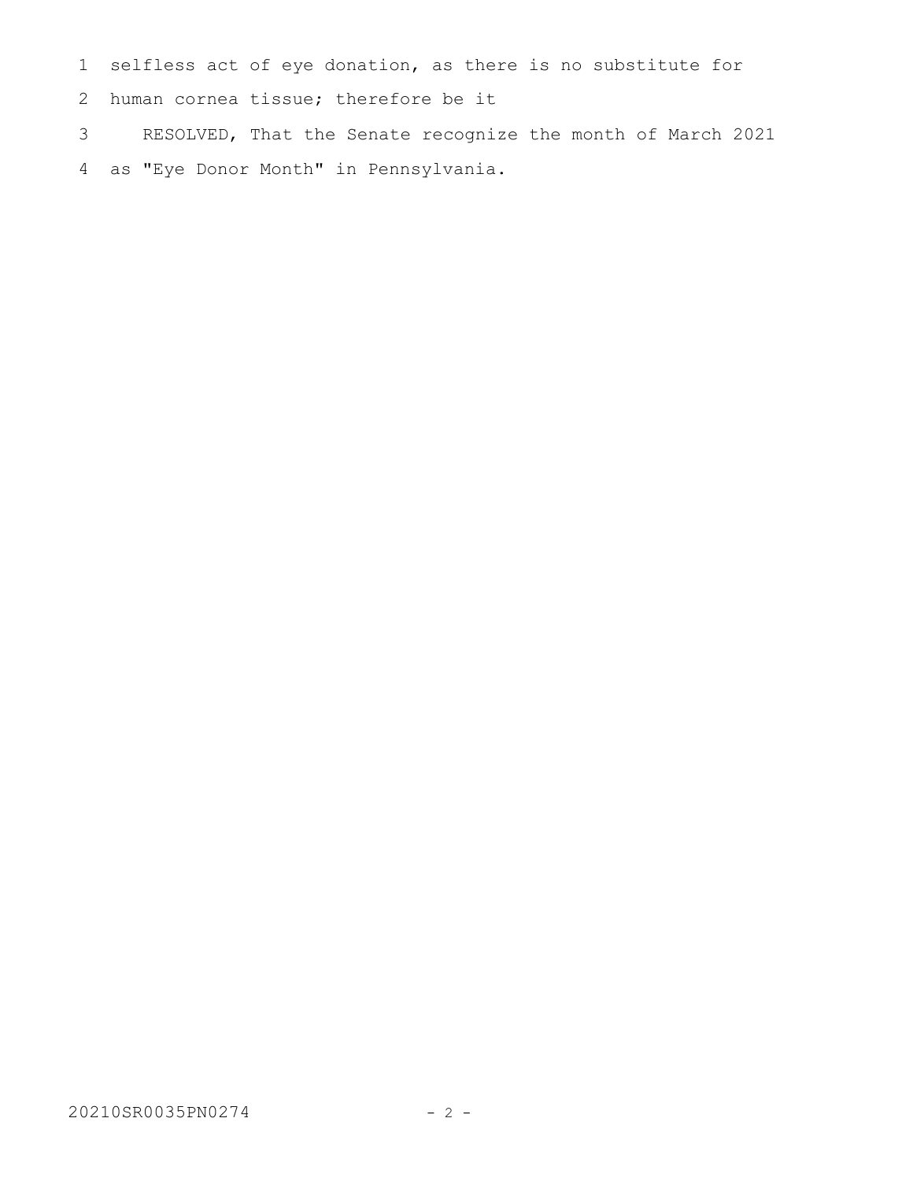selfless act of eye donation, as there is no substitute for human cornea tissue; therefore be it

RESOLVED, That the Senate recognize the month of March 2021 as "Eye Donor Month" in Pennsylvania.